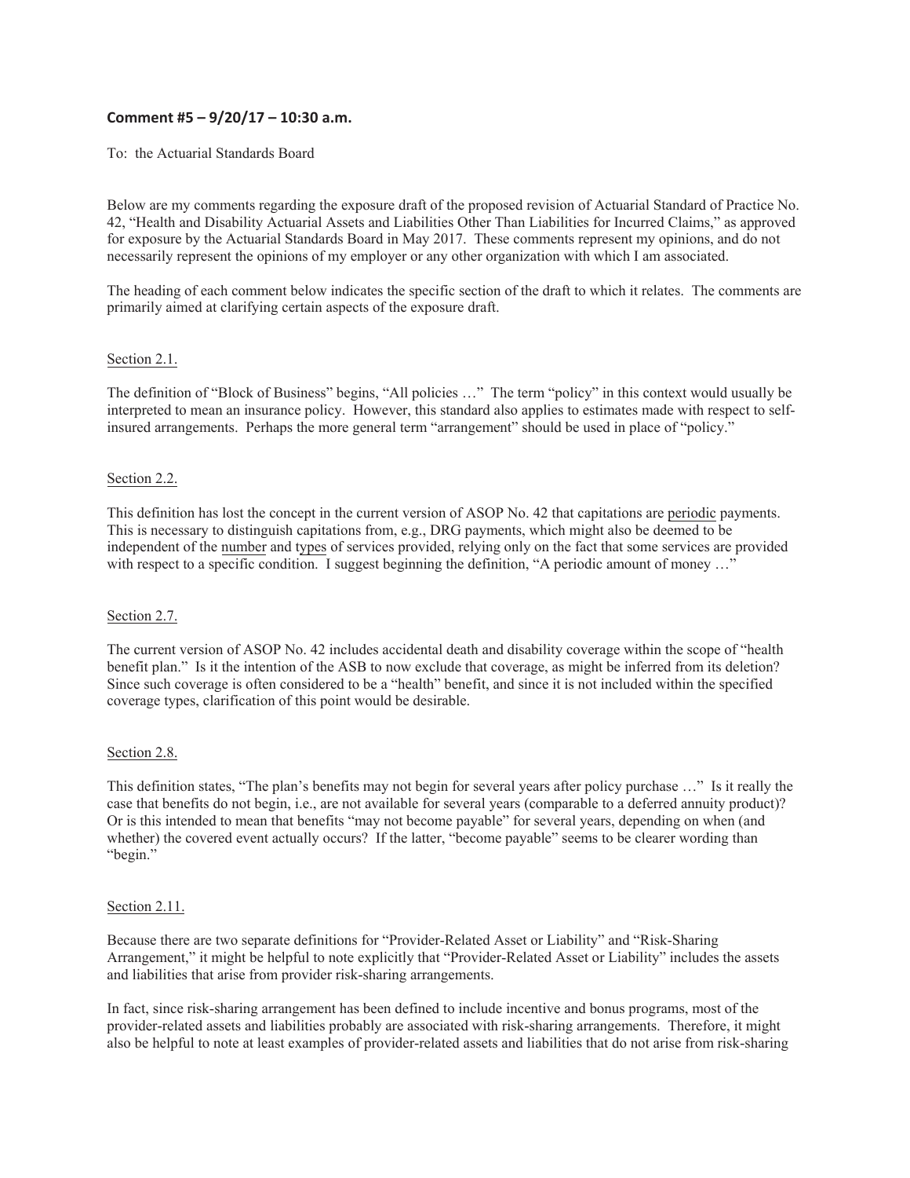**Comment #5 – 9/20/17 – 10:30 a.m.**

To: the Actuarial Standards Board

Below are my comments regarding the exposure draft of the proposed revision of Actuarial Standard of Practice No. 42, "Health and Disability Actuarial Assets and Liabilities Other Than Liabilities for Incurred Claims," as approved for exposure by the Actuarial Standards Board in May 2017. These comments represent my opinions, and do not necessarily represent the opinions of my employer or any other organization with which I am associated.

The heading of each comment below indicates the specific section of the draft to which it relates. The comments are primarily aimed at clarifying certain aspects of the exposure draft.

<u>Section 2.1.</u>

The definition of "Block of Business" begins, "All policies …" The term "policy" in this context would usually be interpreted to mean an insurance policy. However, this standard also applies to estimates made with respect to self-insured arrangements. Perhaps the more general term "arrangement" should be used in place of "policy."

<u>Section 2.2.</u>

This definition has lost the concept in the current version of ASOP No. 42 that capitations are <u>periodic</u> payments. This is necessary to distinguish capitations from, e.g., DRG payments, which might also be deemed to be independent of the <u>number</u> and <u>types</u> of services provided, relying only on the fact that some services are provided with respect to a specific condition. I suggest beginning the definition, "A periodic amount of money …"

<u>Section 2.7.</u>

The current version of ASOP No. 42 includes accidental death and disability coverage within the scope of "health benefit plan." Is it the intention of the ASB to now exclude that coverage, as might be inferred from its deletion? Since such coverage is often considered to be a "health" benefit, and since it is not included within the specified coverage types, clarification of this point would be desirable.

<u>Section 2.8.</u>

This definition states, "The plan's benefits may not begin for several years after policy purchase …" Is it really the case that benefits do not begin, i.e., are not available for several years (comparable to a deferred annuity product)? Or is this intended to mean that benefits "may not become payable" for several years, depending on when (and whether) the covered event actually occurs? If the latter, "become payable" seems to be clearer wording than "begin."

<u>Section 2.11.</u>

Because there are two separate definitions for "Provider-Related Asset or Liability" and "Risk-Sharing Arrangement," it might be helpful to note explicitly that "Provider-Related Asset or Liability" includes the assets and liabilities that arise from provider risk-sharing arrangements.

In fact, since risk-sharing arrangement has been defined to include incentive and bonus programs, most of the provider-related assets and liabilities probably are associated with risk-sharing arrangements. Therefore, it might also be helpful to note at least examples of provider-related assets and liabilities that do not arise from risk-sharing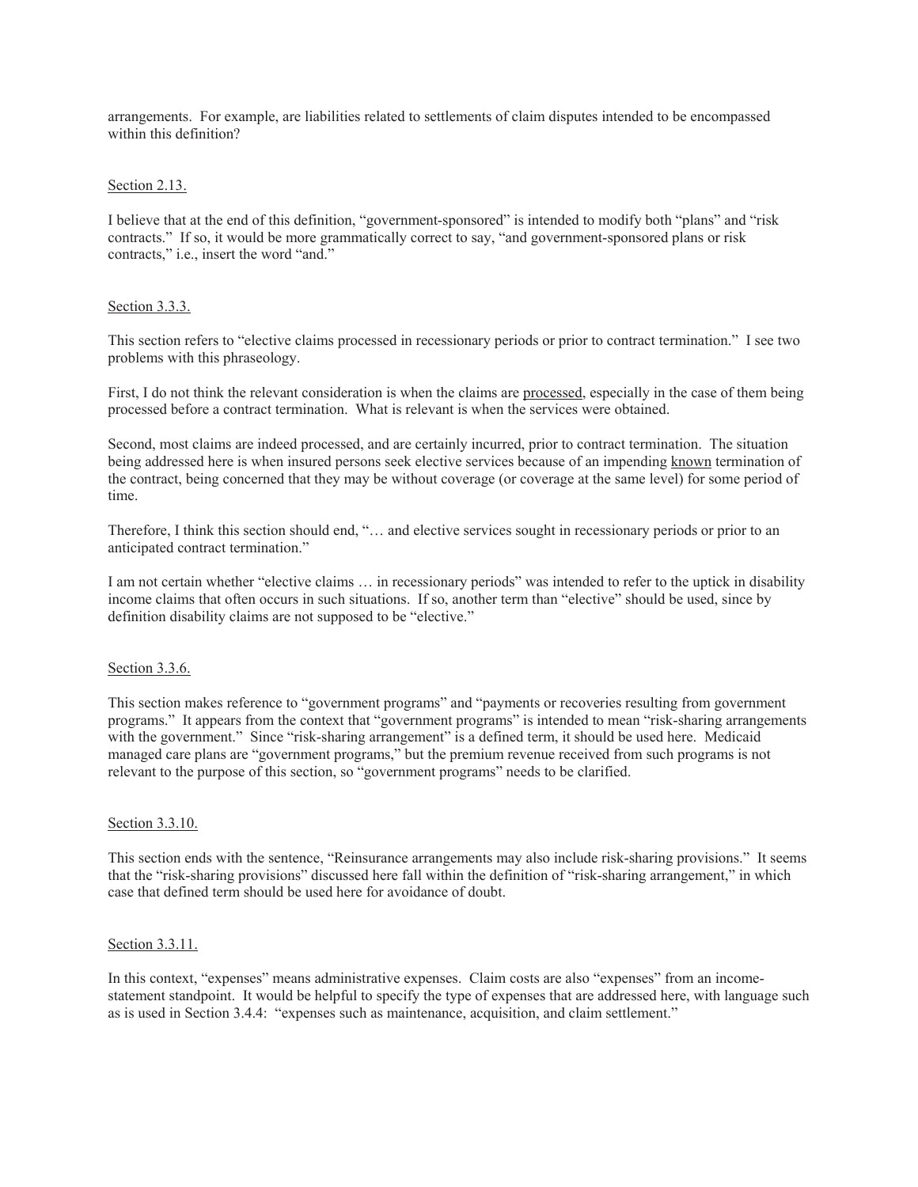arrangements. For example, are liabilities related to settlements of claim disputes intended to be encompassed within this definition?

<u>Section 2.13.</u>

I believe that at the end of this definition, "government-sponsored" is intended to modify both "plans" and "risk contracts." If so, it would be more grammatically correct to say, "and government-sponsored plans or risk contracts," i.e., insert the word "and."

<u>Section 3.3.3.</u>

This section refers to "elective claims processed in recessionary periods or prior to contract termination." I see two problems with this phraseology.

First, I do not think the relevant consideration is when the claims are <u>processed</u>, especially in the case of them being processed before a contract termination. What is relevant is when the services were obtained.

Second, most claims are indeed processed, and are certainly incurred, prior to contract termination. The situation being addressed here is when insured persons seek elective services because of an impending <u>known</u> termination of the contract, being concerned that they may be without coverage (or coverage at the same level) for some period of time.

Therefore, I think this section should end, "… and elective services sought in recessionary periods or prior to an anticipated contract termination."

I am not certain whether "elective claims … in recessionary periods" was intended to refer to the uptick in disability income claims that often occurs in such situations. If so, another term than "elective" should be used, since by definition disability claims are not supposed to be "elective."

<u>Section 3.3.6.</u>

This section makes reference to "government programs" and "payments or recoveries resulting from government programs." It appears from the context that "government programs" is intended to mean "risk-sharing arrangements with the government." Since "risk-sharing arrangement" is a defined term, it should be used here. Medicaid managed care plans are "government programs," but the premium revenue received from such programs is not relevant to the purpose of this section, so "government programs" needs to be clarified.

<u>Section 3.3.10.</u>

This section ends with the sentence, "Reinsurance arrangements may also include risk-sharing provisions." It seems that the "risk-sharing provisions" discussed here fall within the definition of "risk-sharing arrangement," in which case that defined term should be used here for avoidance of doubt.

<u>Section 3.3.11.</u>

In this context, "expenses" means administrative expenses. Claim costs are also "expenses" from an income-statement standpoint. It would be helpful to specify the type of expenses that are addressed here, with language such as is used in Section 3.4.4: "expenses such as maintenance, acquisition, and claim settlement."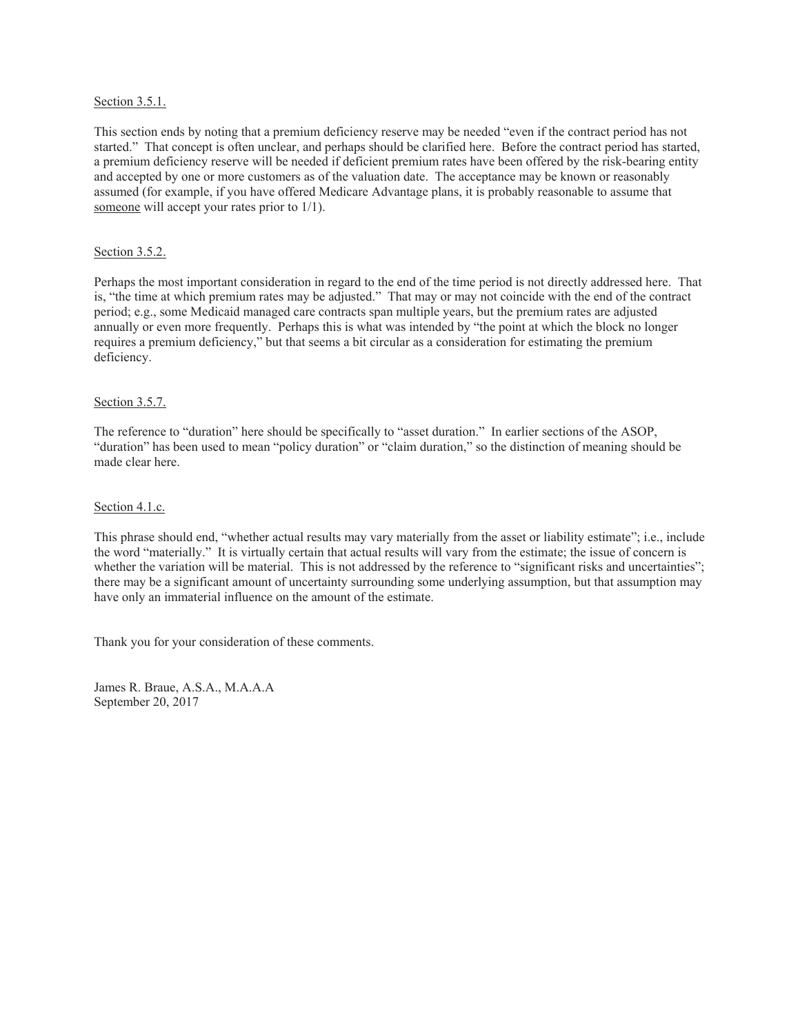Section 3.5.1.

This section ends by noting that a premium deficiency reserve may be needed "even if the contract period has not started." That concept is often unclear, and perhaps should be clarified here. Before the contract period has started, a premium deficiency reserve will be needed if deficient premium rates have been offered by the risk-bearing entity and accepted by one or more customers as of the valuation date. The acceptance may be known or reasonably assumed (for example, if you have offered Medicare Advantage plans, it is probably reasonable to assume that someone will accept your rates prior to 1/1).

Section 3.5.2.

Perhaps the most important consideration in regard to the end of the time period is not directly addressed here. That is, "the time at which premium rates may be adjusted." That may or may not coincide with the end of the contract period; e.g., some Medicaid managed care contracts span multiple years, but the premium rates are adjusted annually or even more frequently. Perhaps this is what was intended by "the point at which the block no longer requires a premium deficiency," but that seems a bit circular as a consideration for estimating the premium deficiency.

Section 3.5.7.

The reference to "duration" here should be specifically to "asset duration." In earlier sections of the ASOP, "duration" has been used to mean "policy duration" or "claim duration," so the distinction of meaning should be made clear here.

Section 4.1.c.

This phrase should end, "whether actual results may vary materially from the asset or liability estimate"; i.e., include the word "materially." It is virtually certain that actual results will vary from the estimate; the issue of concern is whether the variation will be material. This is not addressed by the reference to "significant risks and uncertainties"; there may be a significant amount of uncertainty surrounding some underlying assumption, but that assumption may have only an immaterial influence on the amount of the estimate.

Thank you for your consideration of these comments.

James R. Braue, A.S.A., M.A.A.A
September 20, 2017